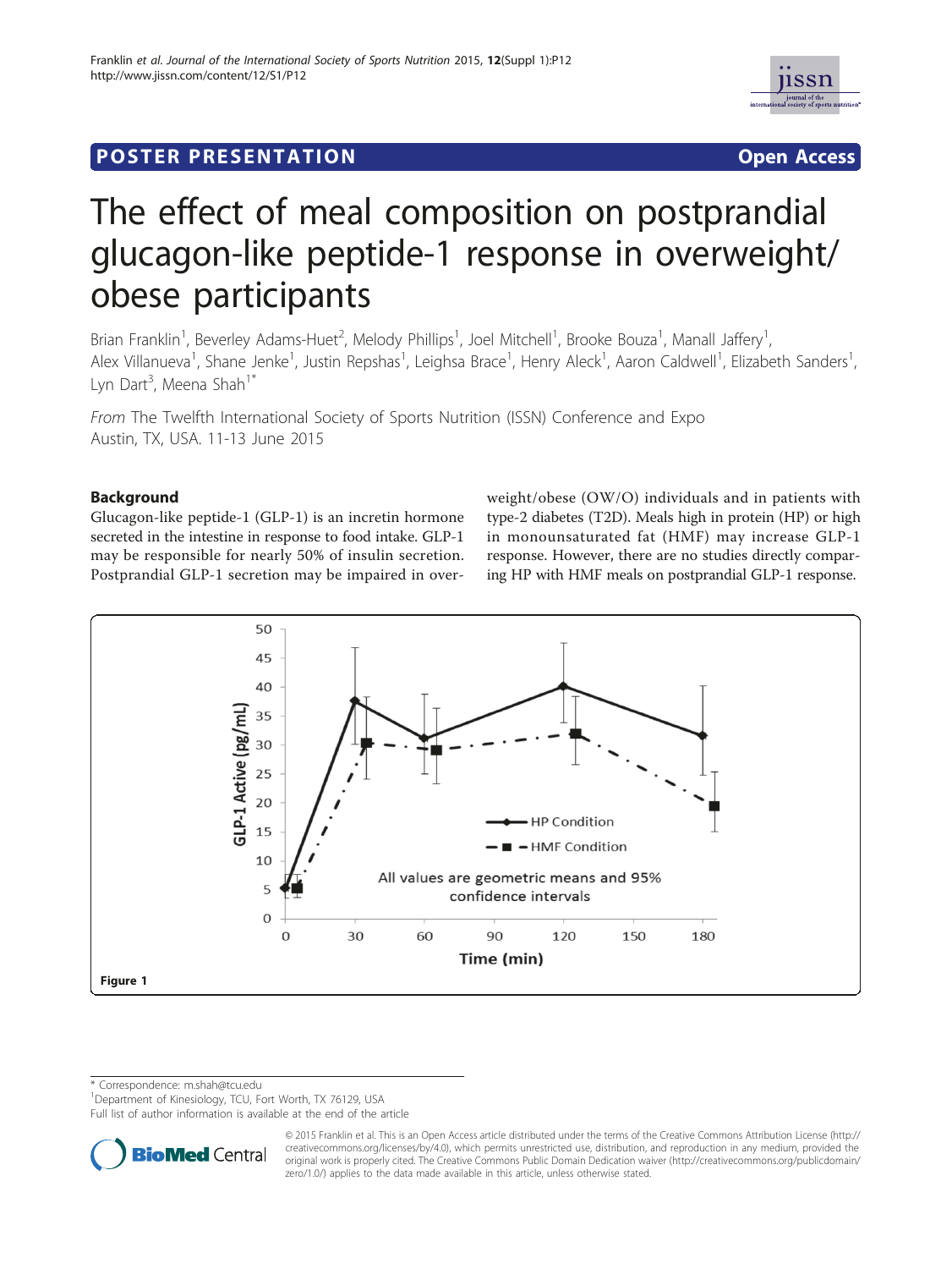POSTER PRESENTATION Open Access

# The effect of meal composition on postprandial glucagon-like peptide-1 response in overweight/obese participants

Brian Franklin[1], Beverley Adams-Huet[2], Melody Phillips[1], Joel Mitchell[1], Brooke Bouza[1], Manall Jaffery[1], Alex Villanueva[1], Shane Jenke[1], Justin Repshas[1], Leighsa Brace[1], Henry Aleck[1], Aaron Caldwell[1], Elizabeth Sanders[1], Lyn Dart[3], Meena Shah[1*]

*From* The Twelfth International Society of Sports Nutrition (ISSN) Conference and Expo
Austin, TX, USA. 11-13 June 2015

## Background

Glucagon-like peptide-1 (GLP-1) is an incretin hormone secreted in the intestine in response to food intake. GLP-1 may be responsible for nearly 50% of insulin secretion. Postprandial GLP-1 secretion may be impaired in overweight/obese (OW/O) individuals and in patients with type-2 diabetes (T2D). Meals high in protein (HP) or high in monounsaturated fat (HMF) may increase GLP-1 response. However, there are no studies directly comparing HP with HMF meals on postprandial GLP-1 response.

Figure 1

\* Correspondence: m.shah@tcu.edu
[1]Department of Kinesiology, TCU, Fort Worth, TX 76129, USA
Full list of author information is available at the end of the article

© 2015 Franklin et al. This is an Open Access article distributed under the terms of the Creative Commons Attribution License (http://creativecommons.org/licenses/by/4.0), which permits unrestricted use, distribution, and reproduction in any medium, provided the original work is properly cited. The Creative Commons Public Domain Dedication waiver (http://creativecommons.org/publicdomain/zero/1.0/) applies to the data made available in this article, unless otherwise stated.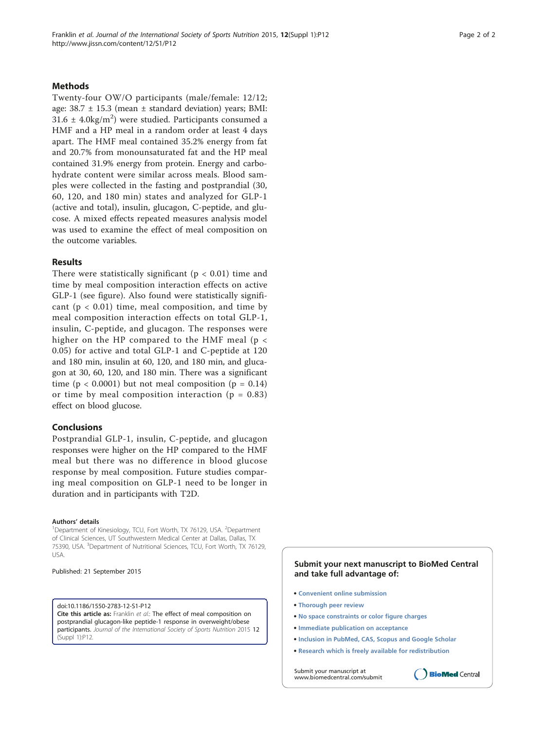## Methods

Twenty-four OW/O participants (male/female: 12/12; age: 38.7 ± 15.3 (mean ± standard deviation) years; BMI: 31.6 ± 4.0kg/$m^2$) were studied. Participants consumed a HMF and a HP meal in a random order at least 4 days apart. The HMF meal contained 35.2% energy from fat and 20.7% from monounsaturated fat and the HP meal contained 31.9% energy from protein. Energy and carbohydrate content were similar across meals. Blood samples were collected in the fasting and postprandial (30, 60, 120, and 180 min) states and analyzed for GLP-1 (active and total), insulin, glucagon, C-peptide, and glucose. A mixed effects repeated measures analysis model was used to examine the effect of meal composition on the outcome variables.

## Results

There were statistically significant ($p < 0.01$) time and time by meal composition interaction effects on active GLP-1 (see figure). Also found were statistically significant ($p < 0.01$) time, meal composition, and time by meal composition interaction effects on total GLP-1, insulin, C-peptide, and glucagon. The responses were higher on the HP compared to the HMF meal ($p < 0.05$) for active and total GLP-1 and C-peptide at 120 and 180 min, insulin at 60, 120, and 180 min, and glucagon at 30, 60, 120, and 180 min. There was a significant time ($p < 0.0001$) but not meal composition ($p = 0.14$) or time by meal composition interaction ($p = 0.83$) effect on blood glucose.

## Conclusions

Postprandial GLP-1, insulin, C-peptide, and glucagon responses were higher on the HP compared to the HMF meal but there was no difference in blood glucose response by meal composition. Future studies comparing meal composition on GLP-1 need to be longer in duration and in participants with T2D.

#### Authors' details

[1]Department of Kinesiology, TCU, Fort Worth, TX 76129, USA. [2]Department of Clinical Sciences, UT Southwestern Medical Center at Dallas, Dallas, TX 75390, USA. [3]Department of Nutritional Sciences, TCU, Fort Worth, TX 76129, USA.

Published: 21 September 2015

doi:10.1186/1550-2783-12-S1-P12

**Cite this article as:** Franklin *et al.*: The effect of meal composition on postprandial glucagon-like peptide-1 response in overweight/obese participants. *Journal of the International Society of Sports Nutrition* 2015 12 (Suppl 1):P12.

**Submit your next manuscript to BioMed Central and take full advantage of:**

- Convenient online submission
- Thorough peer review
- No space constraints or color figure charges
- Immediate publication on acceptance
- Inclusion in PubMed, CAS, Scopus and Google Scholar
- Research which is freely available for redistribution

Submit your manuscript at www.biomedcentral.com/submit